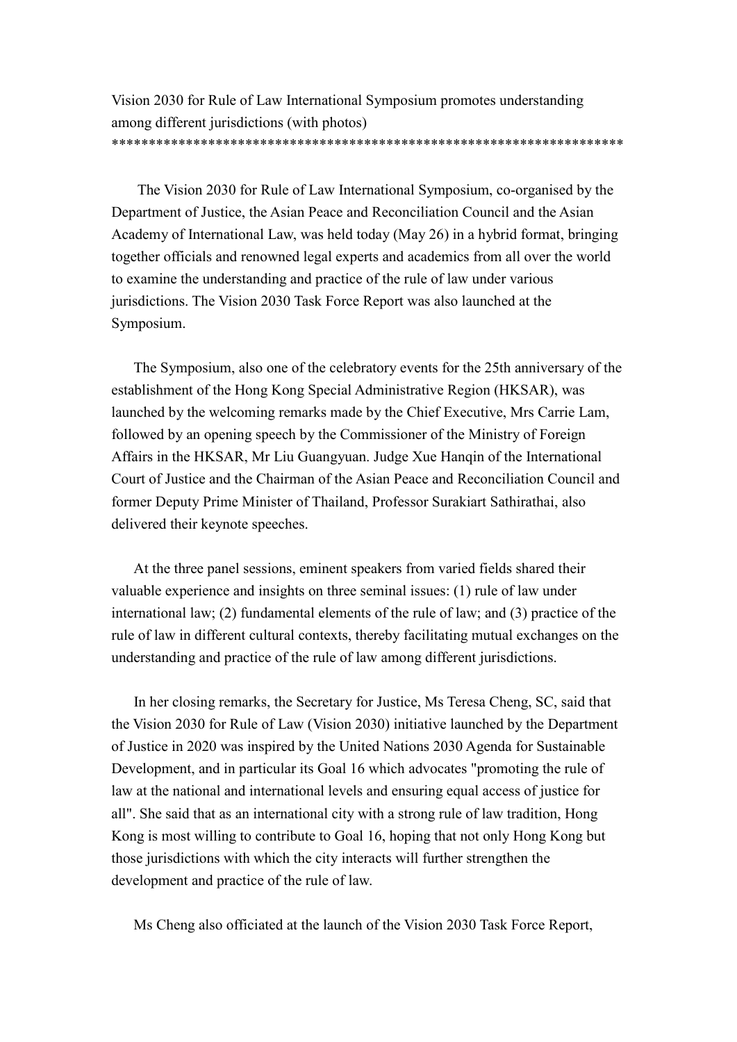Vision 2030 for Rule of Law International Symposium promotes understanding among different jurisdictions (with photos)
**********************************************************************

The Vision 2030 for Rule of Law International Symposium, co-organised by the Department of Justice, the Asian Peace and Reconciliation Council and the Asian Academy of International Law, was held today (May 26) in a hybrid format, bringing together officials and renowned legal experts and academics from all over the world to examine the understanding and practice of the rule of law under various jurisdictions. The Vision 2030 Task Force Report was also launched at the Symposium.

The Symposium, also one of the celebratory events for the 25th anniversary of the establishment of the Hong Kong Special Administrative Region (HKSAR), was launched by the welcoming remarks made by the Chief Executive, Mrs Carrie Lam, followed by an opening speech by the Commissioner of the Ministry of Foreign Affairs in the HKSAR, Mr Liu Guangyuan. Judge Xue Hanqin of the International Court of Justice and the Chairman of the Asian Peace and Reconciliation Council and former Deputy Prime Minister of Thailand, Professor Surakiart Sathirathai, also delivered their keynote speeches.

At the three panel sessions, eminent speakers from varied fields shared their valuable experience and insights on three seminal issues: (1) rule of law under international law; (2) fundamental elements of the rule of law; and (3) practice of the rule of law in different cultural contexts, thereby facilitating mutual exchanges on the understanding and practice of the rule of law among different jurisdictions.

In her closing remarks, the Secretary for Justice, Ms Teresa Cheng, SC, said that the Vision 2030 for Rule of Law (Vision 2030) initiative launched by the Department of Justice in 2020 was inspired by the United Nations 2030 Agenda for Sustainable Development, and in particular its Goal 16 which advocates "promoting the rule of law at the national and international levels and ensuring equal access of justice for all". She said that as an international city with a strong rule of law tradition, Hong Kong is most willing to contribute to Goal 16, hoping that not only Hong Kong but those jurisdictions with which the city interacts will further strengthen the development and practice of the rule of law.

Ms Cheng also officiated at the launch of the Vision 2030 Task Force Report,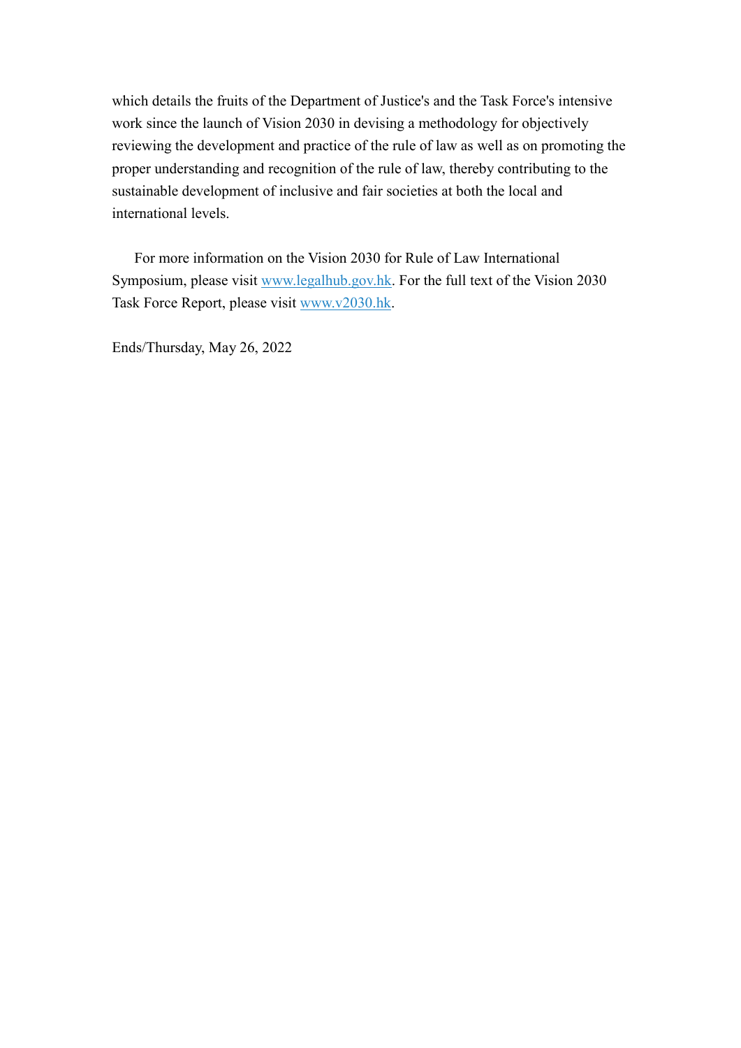which details the fruits of the Department of Justice's and the Task Force's intensive work since the launch of Vision 2030 in devising a methodology for objectively reviewing the development and practice of the rule of law as well as on promoting the proper understanding and recognition of the rule of law, thereby contributing to the sustainable development of inclusive and fair societies at both the local and international levels.

For more information on the Vision 2030 for Rule of Law International Symposium, please visit [www.legalhub.gov.hk](www.legalhub.gov.hk). For the full text of the Vision 2030 Task Force Report, please visit [www.v2030.hk](www.v2030.hk).

Ends/Thursday, May 26, 2022